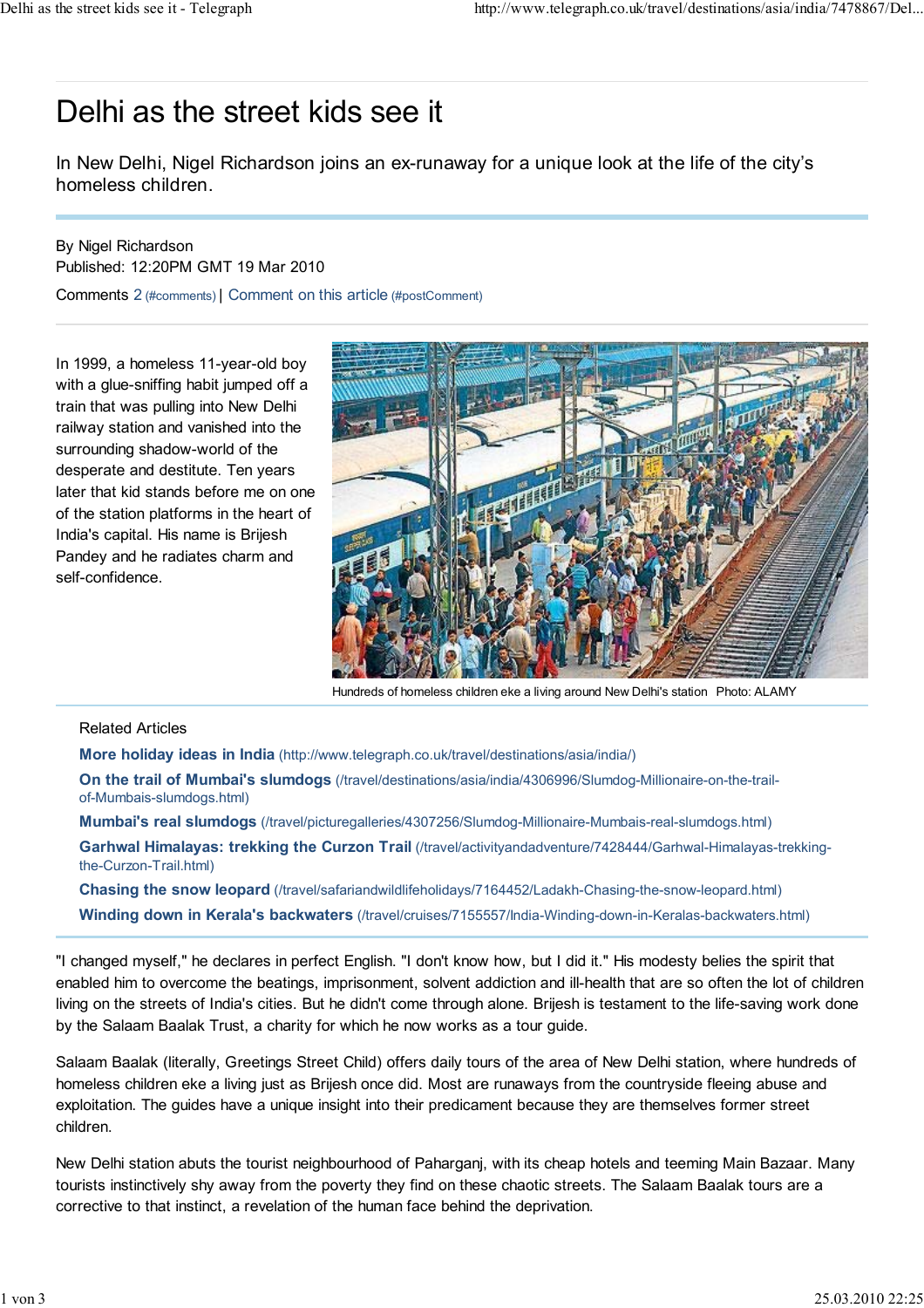# Delhi as the street kids see it

In New Delhi, Nigel Richardson joins an ex-runaway for a unique look at the life of the city's homeless children.

By Nigel Richardson
Published: 12:20PM GMT 19 Mar 2010

Comments 2 (#comments) | Comment on this article (#postComment)

In 1999, a homeless 11-year-old boy with a glue-sniffing habit jumped off a train that was pulling into New Delhi railway station and vanished into the surrounding shadow-world of the desperate and destitute. Ten years later that kid stands before me on one of the station platforms in the heart of India's capital. His name is Brijesh Pandey and he radiates charm and self-confidence.

Hundreds of homeless children eke a living around New Delhi's station Photo: ALAMY

Related Articles

**More holiday ideas in India** (http://www.telegraph.co.uk/travel/destinations/asia/india/)

**On the trail of Mumbai's slumdogs** (/travel/destinations/asia/india/4306996/Slumdog-Millionaire-on-the-trail-of-Mumbais-slumdogs.html)

**Mumbai's real slumdogs** (/travel/picturegalleries/4307256/Slumdog-Millionaire-Mumbais-real-slumdogs.html)

**Garhwal Himalayas: trekking the Curzon Trail** (/travel/activityandadventure/7428444/Garhwal-Himalayas-trekking-the-Curzon-Trail.html)

**Chasing the snow leopard** (/travel/safariandwildlifeholidays/7164452/Ladakh-Chasing-the-snow-leopard.html)

**Winding down in Kerala's backwaters** (/travel/cruises/7155557/India-Winding-down-in-Keralas-backwaters.html)

"I changed myself," he declares in perfect English. "I don't know how, but I did it." His modesty belies the spirit that enabled him to overcome the beatings, imprisonment, solvent addiction and ill-health that are so often the lot of children living on the streets of India's cities. But he didn't come through alone. Brijesh is testament to the life-saving work done by the Salaam Baalak Trust, a charity for which he now works as a tour guide.

Salaam Baalak (literally, Greetings Street Child) offers daily tours of the area of New Delhi station, where hundreds of homeless children eke a living just as Brijesh once did. Most are runaways from the countryside fleeing abuse and exploitation. The guides have a unique insight into their predicament because they are themselves former street children.

New Delhi station abuts the tourist neighbourhood of Paharganj, with its cheap hotels and teeming Main Bazaar. Many tourists instinctively shy away from the poverty they find on these chaotic streets. The Salaam Baalak tours are a corrective to that instinct, a revelation of the human face behind the deprivation.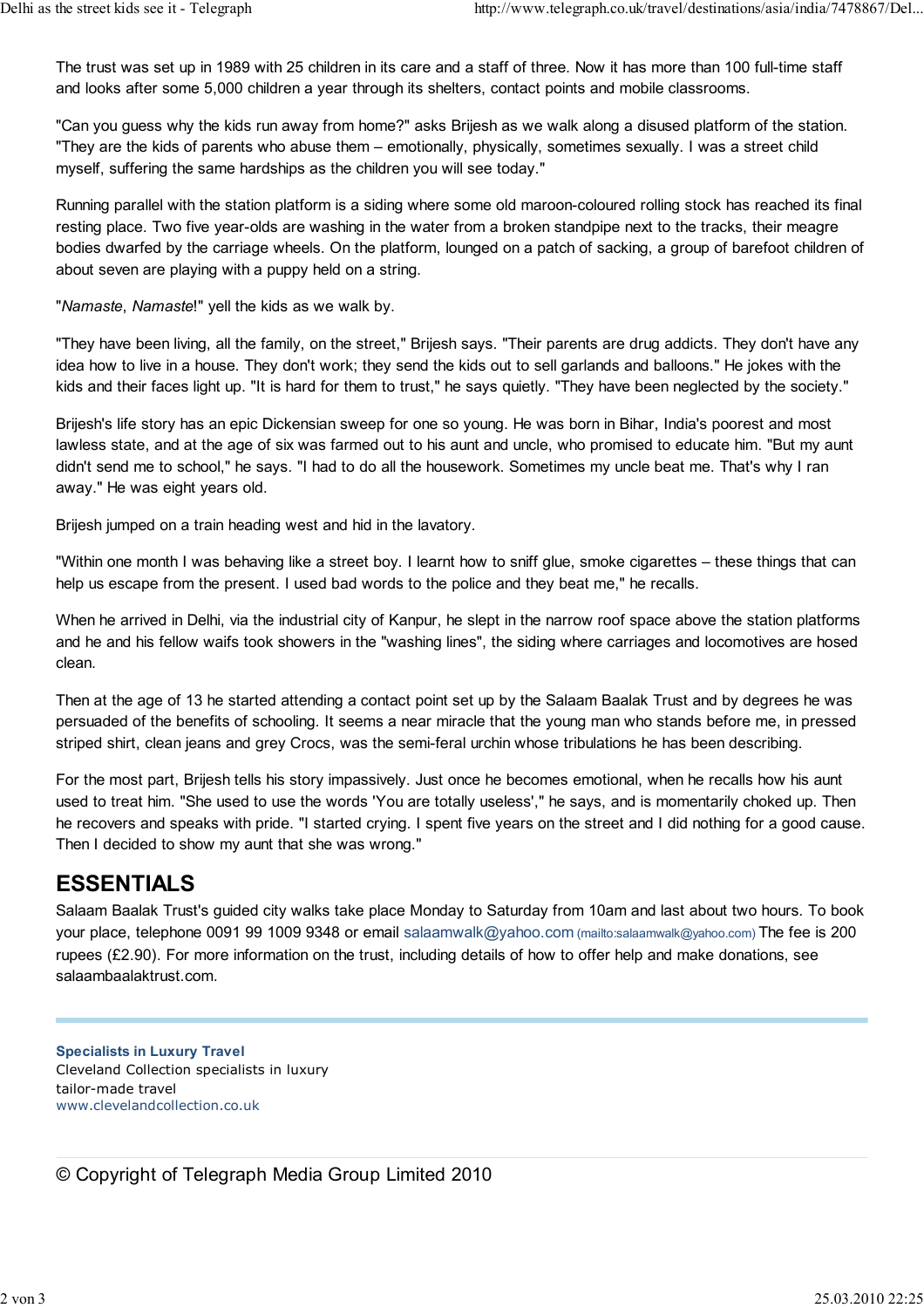The trust was set up in 1989 with 25 children in its care and a staff of three. Now it has more than 100 full-time staff and looks after some 5,000 children a year through its shelters, contact points and mobile classrooms.

"Can you guess why the kids run away from home?" asks Brijesh as we walk along a disused platform of the station. "They are the kids of parents who abuse them – emotionally, physically, sometimes sexually. I was a street child myself, suffering the same hardships as the children you will see today."

Running parallel with the station platform is a siding where some old maroon-coloured rolling stock has reached its final resting place. Two five year-olds are washing in the water from a broken standpipe next to the tracks, their meagre bodies dwarfed by the carriage wheels. On the platform, lounged on a patch of sacking, a group of barefoot children of about seven are playing with a puppy held on a string.

"*Namaste*, *Namaste*!" yell the kids as we walk by.

"They have been living, all the family, on the street," Brijesh says. "Their parents are drug addicts. They don't have any idea how to live in a house. They don't work; they send the kids out to sell garlands and balloons." He jokes with the kids and their faces light up. "It is hard for them to trust," he says quietly. "They have been neglected by the society."

Brijesh's life story has an epic Dickensian sweep for one so young. He was born in Bihar, India's poorest and most lawless state, and at the age of six was farmed out to his aunt and uncle, who promised to educate him. "But my aunt didn't send me to school," he says. "I had to do all the housework. Sometimes my uncle beat me. That's why I ran away." He was eight years old.

Brijesh jumped on a train heading west and hid in the lavatory.

"Within one month I was behaving like a street boy. I learnt how to sniff glue, smoke cigarettes – these things that can help us escape from the present. I used bad words to the police and they beat me," he recalls.

When he arrived in Delhi, via the industrial city of Kanpur, he slept in the narrow roof space above the station platforms and he and his fellow waifs took showers in the "washing lines", the siding where carriages and locomotives are hosed clean.

Then at the age of 13 he started attending a contact point set up by the Salaam Baalak Trust and by degrees he was persuaded of the benefits of schooling. It seems a near miracle that the young man who stands before me, in pressed striped shirt, clean jeans and grey Crocs, was the semi-feral urchin whose tribulations he has been describing.

For the most part, Brijesh tells his story impassively. Just once he becomes emotional, when he recalls how his aunt used to treat him. "She used to use the words 'You are totally useless'," he says, and is momentarily choked up. Then he recovers and speaks with pride. "I started crying. I spent five years on the street and I did nothing for a good cause. Then I decided to show my aunt that she was wrong."

## ESSENTIALS

Salaam Baalak Trust's guided city walks take place Monday to Saturday from 10am and last about two hours. To book your place, telephone 0091 99 1009 9348 or email salaamwalk@yahoo.com (mailto:salaamwalk@yahoo.com) The fee is 200 rupees (£2.90). For more information on the trust, including details of how to offer help and make donations, see salaambaalaktrust.com.

---

**Specialists in Luxury Travel**
Cleveland Collection specialists in luxury tailor-made travel
www.clevelandcollection.co.uk

© Copyright of Telegraph Media Group Limited 2010